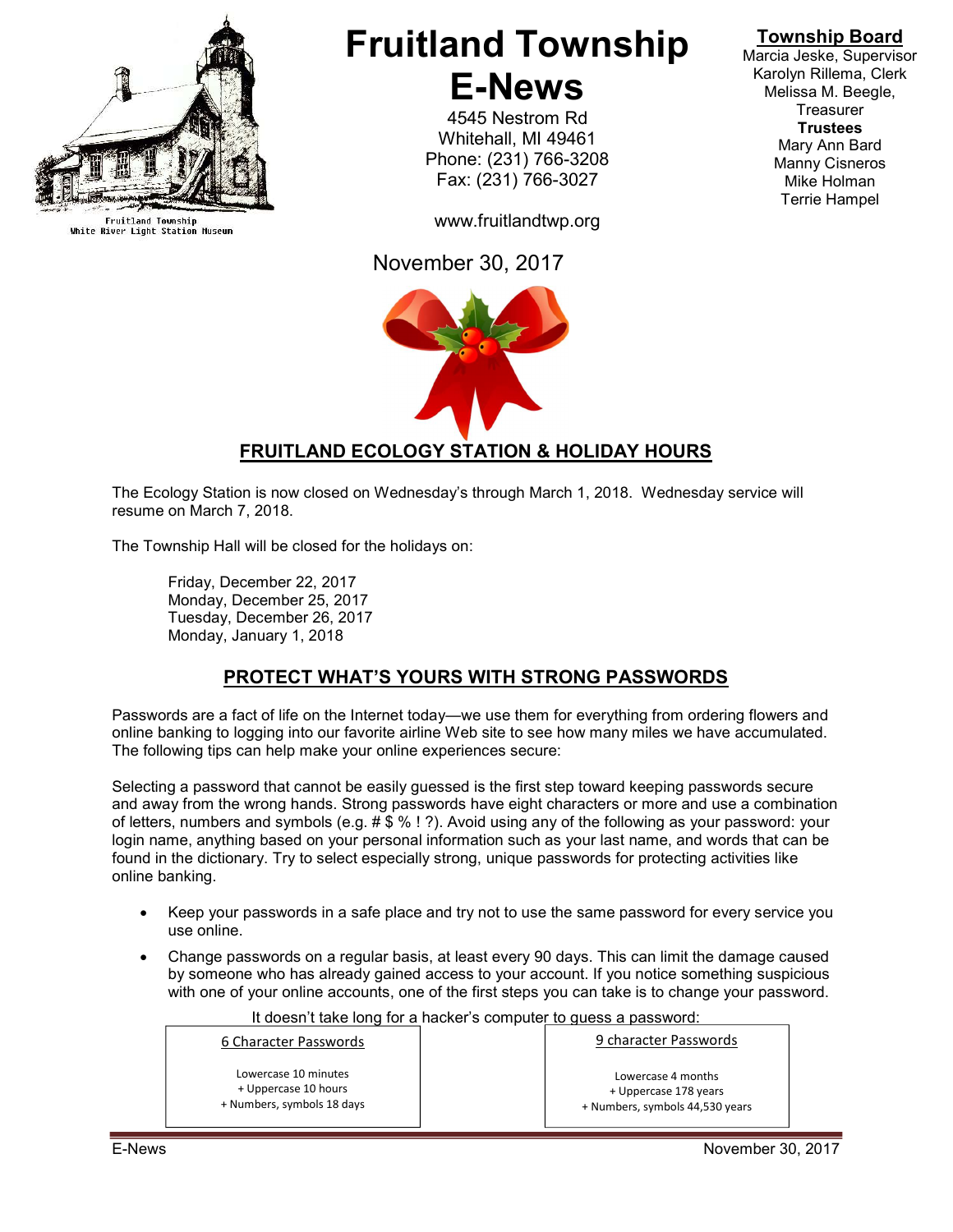Fruitland Township
White River Light Station Museum

# Fruitland Township E-News

4545 Nestrom Rd
Whitehall, MI 49461
Phone: (231) 766-3208
Fax: (231) 766-3027

www.fruitlandtwp.org

**Township Board**
Marcia Jeske, Supervisor
Karolyn Rillema, Clerk
Melissa M. Beegle, Treasurer
**Trustees**
Mary Ann Bard
Manny Cisneros
Mike Holman
Terrie Hampel

November 30, 2017

## FRUITLAND ECOLOGY STATION & HOLIDAY HOURS

The Ecology Station is now closed on Wednesday's through March 1, 2018. Wednesday service will resume on March 7, 2018.

The Township Hall will be closed for the holidays on:

Friday, December 22, 2017
Monday, December 25, 2017
Tuesday, December 26, 2017
Monday, January 1, 2018

## PROTECT WHAT'S YOURS WITH STRONG PASSWORDS

Passwords are a fact of life on the Internet today—we use them for everything from ordering flowers and online banking to logging into our favorite airline Web site to see how many miles we have accumulated. The following tips can help make your online experiences secure:

Selecting a password that cannot be easily guessed is the first step toward keeping passwords secure and away from the wrong hands. Strong passwords have eight characters or more and use a combination of letters, numbers and symbols (e.g. # $ % ! ?). Avoid using any of the following as your password: your login name, anything based on your personal information such as your last name, and words that can be found in the dictionary. Try to select especially strong, unique passwords for protecting activities like online banking.

- Keep your passwords in a safe place and try not to use the same password for every service you use online.
- Change passwords on a regular basis, at least every 90 days. This can limit the damage caused by someone who has already gained access to your account. If you notice something suspicious with one of your online accounts, one of the first steps you can take is to change your password.

It doesn't take long for a hacker's computer to guess a password:

| 6 Character Passwords | 9 character Passwords |
|---|---|
| Lowercase 10 minutes | Lowercase 4 months |
| + Uppercase 10 hours | + Uppercase 178 years |
| + Numbers, symbols 18 days | + Numbers, symbols 44,530 years |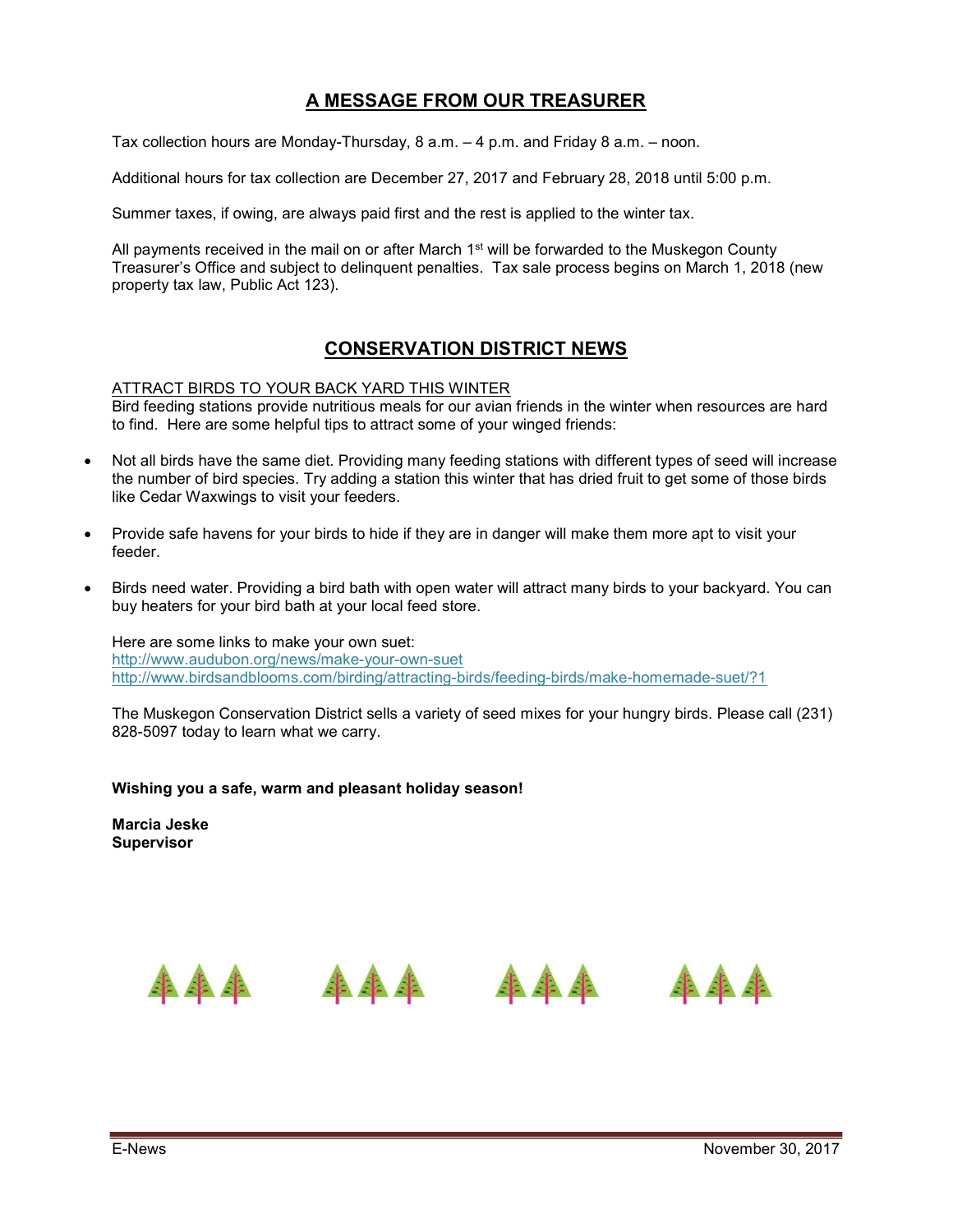## A MESSAGE FROM OUR TREASURER

Tax collection hours are Monday-Thursday, 8 a.m. – 4 p.m. and Friday 8 a.m. – noon.

Additional hours for tax collection are December 27, 2017 and February 28, 2018 until 5:00 p.m.

Summer taxes, if owing, are always paid first and the rest is applied to the winter tax.

All payments received in the mail on or after March 1st will be forwarded to the Muskegon County Treasurer's Office and subject to delinquent penalties. Tax sale process begins on March 1, 2018 (new property tax law, Public Act 123).

## CONSERVATION DISTRICT NEWS

ATTRACT BIRDS TO YOUR BACK YARD THIS WINTER

Bird feeding stations provide nutritious meals for our avian friends in the winter when resources are hard to find. Here are some helpful tips to attract some of your winged friends:

- Not all birds have the same diet. Providing many feeding stations with different types of seed will increase the number of bird species. Try adding a station this winter that has dried fruit to get some of those birds like Cedar Waxwings to visit your feeders.
- Provide safe havens for your birds to hide if they are in danger will make them more apt to visit your feeder.
- Birds need water. Providing a bird bath with open water will attract many birds to your backyard. You can buy heaters for your bird bath at your local feed store.

Here are some links to make your own suet:
http://www.audubon.org/news/make-your-own-suet
http://www.birdsandblooms.com/birding/attracting-birds/feeding-birds/make-homemade-suet/?1

The Muskegon Conservation District sells a variety of seed mixes for your hungry birds. Please call (231) 828-5097 today to learn what we carry.

**Wishing you a safe, warm and pleasant holiday season!**

**Marcia Jeske**
**Supervisor**